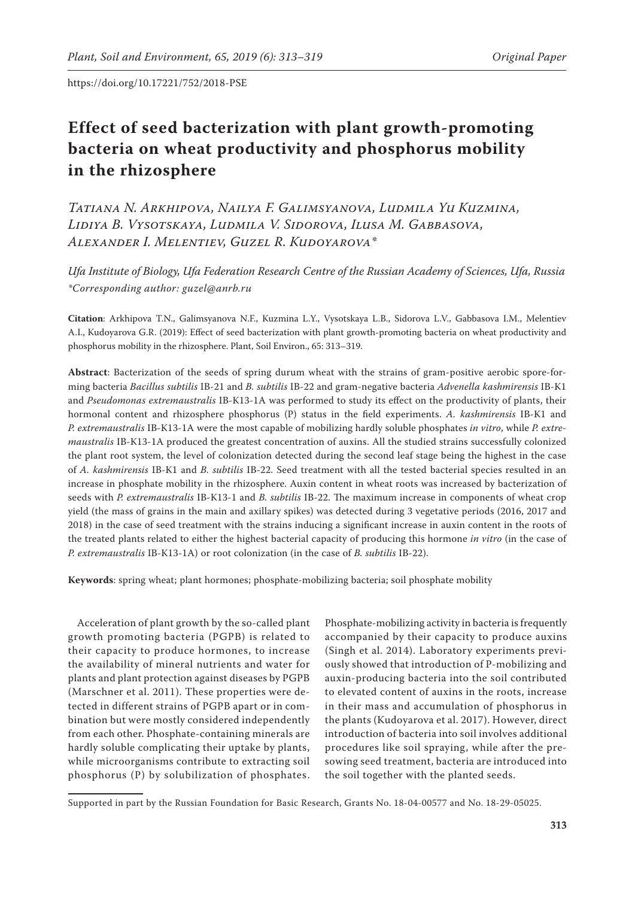https://doi.org/10.17221/752/2018-PSE

# Effect of seed bacterization with plant growth-promoting bacteria on wheat productivity and phosphorus mobility in the rhizosphere

*Tatiana N. Arkhipova, Nailya F. Galimsyanova, Ludmila Yu Kuzmina, Lidiya B. Vysotskaya, Ludmila V. Sidorova, Ilusa M. Gabbasova, Alexander I. Melentiev, Guzel R. Kudoyarova**

*Ufa Institute of Biology, Ufa Federation Research Centre of the Russian Academy of Sciences, Ufa, Russia*
*\*Corresponding author: guzel@anrb.ru*

**Citation**: Arkhipova T.N., Galimsyanova N.F., Kuzmina L.Y., Vysotskaya L.B., Sidorova L.V., Gabbasova I.M., Melentiev A.I., Kudoyarova G.R. (2019): Effect of seed bacterization with plant growth-promoting bacteria on wheat productivity and phosphorus mobility in the rhizosphere. Plant, Soil Environ., 65: 313–319.

**Abstract**: Bacterization of the seeds of spring durum wheat with the strains of gram-positive aerobic spore-forming bacteria *Bacillus subtilis* IB-21 and *B. subtilis* IB-22 and gram-negative bacteria *Advenella kashmirensis* IB-K1 and *Pseudomonas extremaustralis* IB-K13-1A was performed to study its effect on the productivity of plants, their hormonal content and rhizosphere phosphorus (P) status in the field experiments. *A. kashmirensis* IB-K1 and *P. extremaustralis* IB-K13-1A were the most capable of mobilizing hardly soluble phosphates *in vitro*, while *P. extremaustralis* IB-K13-1A produced the greatest concentration of auxins. All the studied strains successfully colonized the plant root system, the level of colonization detected during the second leaf stage being the highest in the case of *A. kashmirensis* IB-K1 and *B. subtilis* IB-22. Seed treatment with all the tested bacterial species resulted in an increase in phosphate mobility in the rhizosphere. Auxin content in wheat roots was increased by bacterization of seeds with *P. extremaustralis* IB-K13-1 and *B. subtilis* IB-22. The maximum increase in components of wheat crop yield (the mass of grains in the main and axillary spikes) was detected during 3 vegetative periods (2016, 2017 and 2018) in the case of seed treatment with the strains inducing a significant increase in auxin content in the roots of the treated plants related to either the highest bacterial capacity of producing this hormone *in vitro* (in the case of *P. extremaustralis* IB-K13-1A) or root colonization (in the case of *B. subtilis* IB-22).

**Keywords**: spring wheat; plant hormones; phosphate-mobilizing bacteria; soil phosphate mobility

Acceleration of plant growth by the so-called plant growth promoting bacteria (PGPB) is related to their capacity to produce hormones, to increase the availability of mineral nutrients and water for plants and plant protection against diseases by PGPB (Marschner et al. 2011). These properties were detected in different strains of PGPB apart or in combination but were mostly considered independently from each other. Phosphate-containing minerals are hardly soluble complicating their uptake by plants, while microorganisms contribute to extracting soil phosphorus (P) by solubilization of phosphates. Phosphate-mobilizing activity in bacteria is frequently accompanied by their capacity to produce auxins (Singh et al. 2014). Laboratory experiments previously showed that introduction of P-mobilizing and auxin-producing bacteria into the soil contributed to elevated content of auxins in the roots, increase in their mass and accumulation of phosphorus in the plants (Kudoyarova et al. 2017). However, direct introduction of bacteria into soil involves additional procedures like soil spraying, while after the pre-sowing seed treatment, bacteria are introduced into the soil together with the planted seeds.

Supported in part by the Russian Foundation for Basic Research, Grants No. 18-04-00577 and No. 18-29-05025.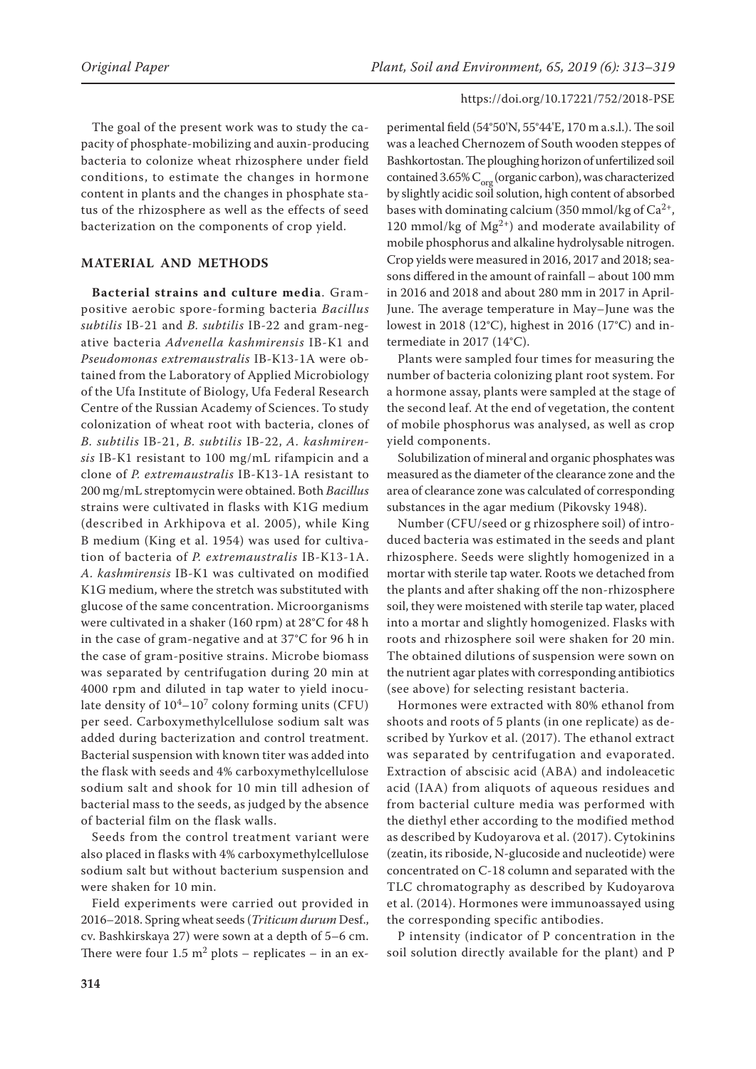The goal of the present work was to study the capacity of phosphate-mobilizing and auxin-producing bacteria to colonize wheat rhizosphere under field conditions, to estimate the changes in hormone content in plants and the changes in phosphate status of the rhizosphere as well as the effects of seed bacterization on the components of crop yield.

## MATERIAL AND METHODS

**Bacterial strains and culture media**. Gram-positive aerobic spore-forming bacteria *Bacillus subtilis* IB-21 and *B. subtilis* IB-22 and gram-negative bacteria *Advenella kashmirensis* IB-K1 and *Pseudomonas extremaustralis* IB-K13-1A were obtained from the Laboratory of Applied Microbiology of the Ufa Institute of Biology, Ufa Federal Research Centre of the Russian Academy of Sciences. To study colonization of wheat root with bacteria, clones of *B. subtilis* IB-21, *B. subtilis* IB-22, *A. kashmirensis* IB-K1 resistant to 100 mg/mL rifampicin and a clone of *P. extremaustralis* IB-K13-1A resistant to 200 mg/mL streptomycin were obtained. Both *Bacillus* strains were cultivated in flasks with K1G medium (described in Arkhipova et al. 2005), while King B medium (King et al. 1954) was used for cultivation of bacteria of *P. extremaustralis* IB-K13-1A. *A. kashmirensis* IB-K1 was cultivated on modified K1G medium, where the stretch was substituted with glucose of the same concentration. Microorganisms were cultivated in a shaker (160 rpm) at 28°C for 48 h in the case of gram-negative and at 37°C for 96 h in the case of gram-positive strains. Microbe biomass was separated by centrifugation during 20 min at 4000 rpm and diluted in tap water to yield inoculate density of $10^4$–$10^7$ colony forming units (CFU) per seed. Carboxymethylcellulose sodium salt was added during bacterization and control treatment. Bacterial suspension with known titer was added into the flask with seeds and 4% carboxymethylcellulose sodium salt and shook for 10 min till adhesion of bacterial mass to the seeds, as judged by the absence of bacterial film on the flask walls.

Seeds from the control treatment variant were also placed in flasks with 4% carboxymethylcellulose sodium salt but without bacterium suspension and were shaken for 10 min.

Field experiments were carried out provided in 2016–2018. Spring wheat seeds (*Triticum durum* Desf., cv. Bashkirskaya 27) were sown at a depth of 5–6 cm. There were four 1.5 $m^2$ plots – replicates – in an experimental field (54°50'N, 55°44'E, 170 m a.s.l.). The soil was a leached Chernozem of South wooden steppes of Bashkortostan. The ploughing horizon of unfertilized soil contained 3.65% $C_{org}$ (organic carbon), was characterized by slightly acidic soil solution, high content of absorbed bases with dominating calcium (350 mmol/kg of $Ca^{2+}$, 120 mmol/kg of $Mg^{2+}$) and moderate availability of mobile phosphorus and alkaline hydrolysable nitrogen. Crop yields were measured in 2016, 2017 and 2018; seasons differed in the amount of rainfall – about 100 mm in 2016 and 2018 and about 280 mm in 2017 in April-June. The average temperature in May–June was the lowest in 2018 (12°C), highest in 2016 (17°C) and intermediate in 2017 (14°C).

Plants were sampled four times for measuring the number of bacteria colonizing plant root system. For a hormone assay, plants were sampled at the stage of the second leaf. At the end of vegetation, the content of mobile phosphorus was analysed, as well as crop yield components.

Solubilization of mineral and organic phosphates was measured as the diameter of the clearance zone and the area of clearance zone was calculated of corresponding substances in the agar medium (Pikovsky 1948).

Number (CFU/seed or g rhizosphere soil) of introduced bacteria was estimated in the seeds and plant rhizosphere. Seeds were slightly homogenized in a mortar with sterile tap water. Roots we detached from the plants and after shaking off the non-rhizosphere soil, they were moistened with sterile tap water, placed into a mortar and slightly homogenized. Flasks with roots and rhizosphere soil were shaken for 20 min. The obtained dilutions of suspension were sown on the nutrient agar plates with corresponding antibiotics (see above) for selecting resistant bacteria.

Hormones were extracted with 80% ethanol from shoots and roots of 5 plants (in one replicate) as described by Yurkov et al. (2017). The ethanol extract was separated by centrifugation and evaporated. Extraction of abscisic acid (ABA) and indoleacetic acid (IAA) from aliquots of aqueous residues and from bacterial culture media was performed with the diethyl ether according to the modified method as described by Kudoyarova et al. (2017). Cytokinins (zeatin, its riboside, N-glucoside and nucleotide) were concentrated on C-18 column and separated with the TLC chromatography as described by Kudoyarova et al. (2014). Hormones were immunoassayed using the corresponding specific antibodies.

P intensity (indicator of P concentration in the soil solution directly available for the plant) and P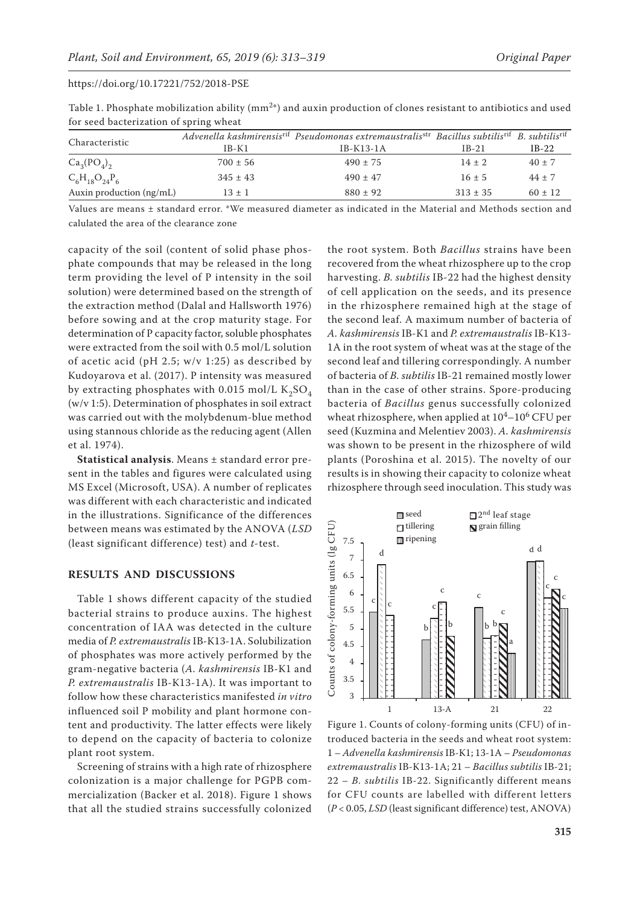Table 1. Phosphate mobilization ability ($mm^{2*}$) and auxin production of clones resistant to antibiotics and used for seed bacterization of spring wheat

| Characteristic | *Advenella kashmirensis*$^{rif}$ IB-K1 | *Pseudomonas extremaustralis*$^{str}$ IB-K13-1A | *Bacillus subtilis*$^{rif}$ IB-21 | *B. subtilis*$^{rif}$ IB-22 |
|---|---|---|---|---|
| $Ca_3(PO_4)_2$ | 700 ± 56 | 490 ± 75 | 14 ± 2 | 40 ± 7 |
| $C_6H_{18}O_{24}P_6$ | 345 ± 43 | 490 ± 47 | 16 ± 5 | 44 ± 7 |
| Auxin production (ng/mL) | 13 ± 1 | 880 ± 92 | 313 ± 35 | 60 ± 12 |

Values are means ± standard error. *We measured diameter as indicated in the Material and Methods section and calulated the area of the clearance zone

capacity of the soil (content of solid phase phosphate compounds that may be released in the long term providing the level of P intensity in the soil solution) were determined based on the strength of the extraction method (Dalal and Hallsworth 1976) before sowing and at the crop maturity stage. For determination of P capacity factor, soluble phosphates were extracted from the soil with 0.5 mol/L solution of acetic acid (pH 2.5; w/v 1:25) as described by Kudoyarova et al. (2017). P intensity was measured by extracting phosphates with 0.015 mol/L $K_2SO_4$ (w/v 1:5). Determination of phosphates in soil extract was carried out with the molybdenum-blue method using stannous chloride as the reducing agent (Allen et al. 1974).

**Statistical analysis**. Means ± standard error present in the tables and figures were calculated using MS Excel (Microsoft, USA). A number of replicates was different with each characteristic and indicated in the illustrations. Significance of the differences between means was estimated by the ANOVA (*LSD* (least significant difference) test) and *t*-test.

## RESULTS AND DISCUSSIONS

Table 1 shows different capacity of the studied bacterial strains to produce auxins. The highest concentration of IAA was detected in the culture media of *P. extremaustralis* IB-K13-1A. Solubilization of phosphates was more actively performed by the gram-negative bacteria (*A. kashmirensis* IB-K1 and *P. extremaustralis* IB-K13-1A). It was important to follow how these characteristics manifested *in vitro* influenced soil P mobility and plant hormone content and productivity. The latter effects were likely to depend on the capacity of bacteria to colonize plant root system.

Screening of strains with a high rate of rhizosphere colonization is a major challenge for PGPB commercialization (Backer et al. 2018). Figure 1 shows that all the studied strains successfully colonized the root system. Both *Bacillus* strains have been recovered from the wheat rhizosphere up to the crop harvesting. *B. subtilis* IB-22 had the highest density of cell application on the seeds, and its presence in the rhizosphere remained high at the stage of the second leaf. A maximum number of bacteria of *A. kashmirensis* IB-K1 and *P. extremaustralis* IB-K13-1A in the root system of wheat was at the stage of the second leaf and tillering correspondingly. A number of bacteria of *B. subtilis* IB-21 remained mostly lower than in the case of other strains. Spore-producing bacteria of *Bacillus* genus successfully colonized wheat rhizosphere, when applied at $10^4$–$10^6$ CFU per seed (Kuzmina and Melentiev 2003). *A. kashmirensis* was shown to be present in the rhizosphere of wild plants (Poroshina et al. 2015). The novelty of our results is in showing their capacity to colonize wheat rhizosphere through seed inoculation. This study was

Figure 1. Counts of colony-forming units (CFU) of introduced bacteria in the seeds and wheat root system: 1 – *Advenella kashmirensis* IB-K1; 13-1A – *Pseudomonas extremaustralis* IB-K13-1A; 21 – *Bacillus subtilis* IB-21; 22 – *B. subtilis* IB-22. Significantly different means for CFU counts are labelled with different letters ($P < 0.05$, *LSD* (least significant difference) test, ANOVA)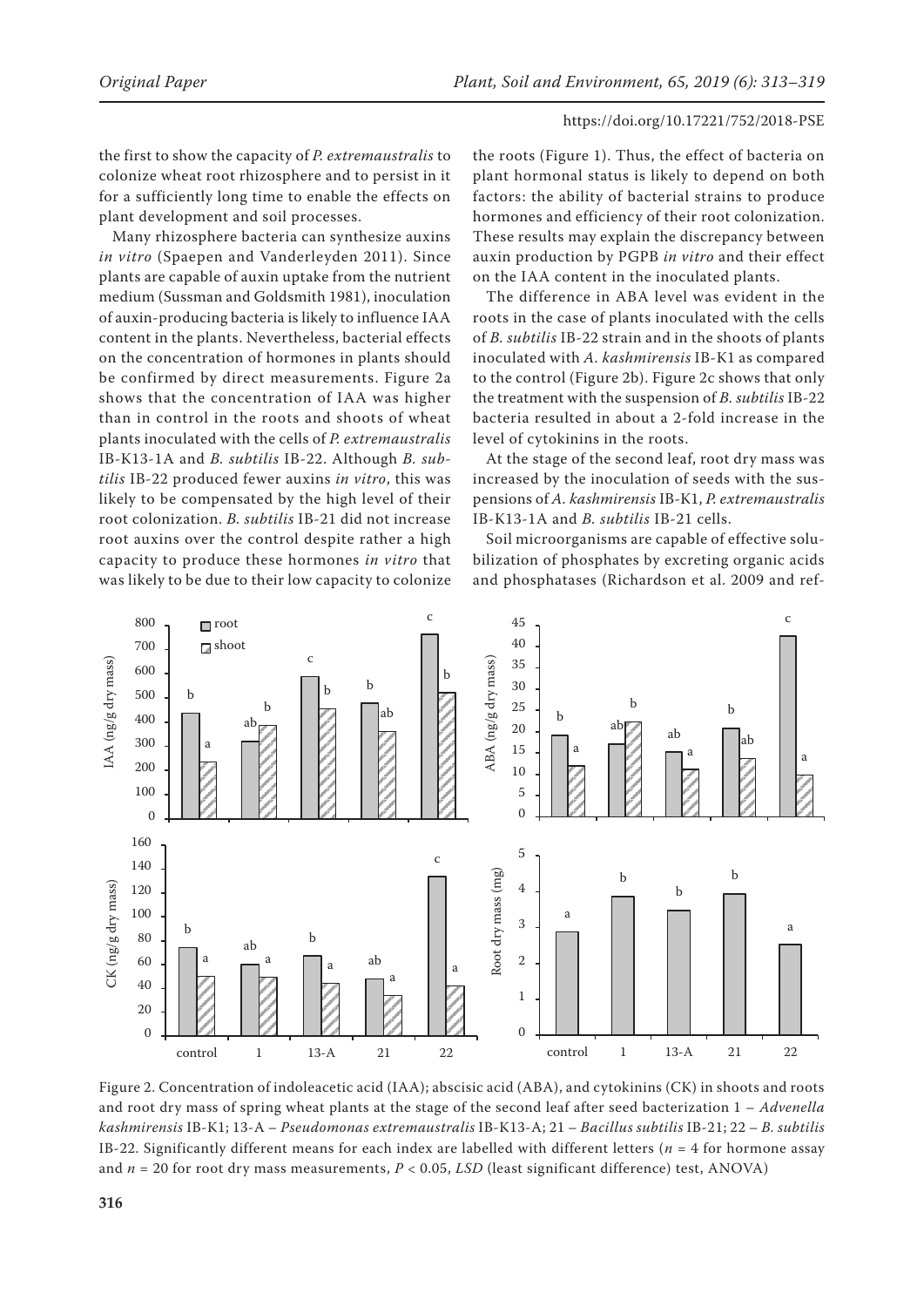the first to show the capacity of *P. extremaustralis* to colonize wheat root rhizosphere and to persist in it for a sufficiently long time to enable the effects on plant development and soil processes.

Many rhizosphere bacteria can synthesize auxins *in vitro* (Spaepen and Vanderleyden 2011). Since plants are capable of auxin uptake from the nutrient medium (Sussman and Goldsmith 1981), inoculation of auxin-producing bacteria is likely to influence IAA content in the plants. Nevertheless, bacterial effects on the concentration of hormones in plants should be confirmed by direct measurements. Figure 2a shows that the concentration of IAA was higher than in control in the roots and shoots of wheat plants inoculated with the cells of *P. extremaustralis* IB-K13-1A and *B. subtilis* IB-22. Although *B. subtilis* IB-22 produced fewer auxins *in vitro*, this was likely to be compensated by the high level of their root colonization. *B. subtilis* IB-21 did not increase root auxins over the control despite rather a high capacity to produce these hormones *in vitro* that was likely to be due to their low capacity to colonize the roots (Figure 1). Thus, the effect of bacteria on plant hormonal status is likely to depend on both factors: the ability of bacterial strains to produce hormones and efficiency of their root colonization. These results may explain the discrepancy between auxin production by PGPB *in vitro* and their effect on the IAA content in the inoculated plants.

The difference in ABA level was evident in the roots in the case of plants inoculated with the cells of *B. subtilis* IB-22 strain and in the shoots of plants inoculated with *A. kashmirensis* IB-K1 as compared to the control (Figure 2b). Figure 2c shows that only the treatment with the suspension of *B. subtilis* IB-22 bacteria resulted in about a 2-fold increase in the level of cytokinins in the roots.

At the stage of the second leaf, root dry mass was increased by the inoculation of seeds with the suspensions of *A. kashmirensis* IB-K1, *P. extremaustralis* IB-K13-1A and *B. subtilis* IB-21 cells.

Soil microorganisms are capable of effective solubilization of phosphates by excreting organic acids and phosphatases (Richardson et al. 2009 and ref-

Figure 2. Concentration of indoleacetic acid (IAA); abscisic acid (ABA), and cytokinins (CK) in shoots and roots and root dry mass of spring wheat plants at the stage of the second leaf after seed bacterization 1 – *Advenella kashmirensis* IB-K1; 13-A – *Pseudomonas extremaustralis* IB-K13-A; 21 – *Bacillus subtilis* IB-21; 22 – *B. subtilis* IB-22. Significantly different means for each index are labelled with different letters ($n$ = 4 for hormone assay and $n$ = 20 for root dry mass measurements, $P < 0.05$, *LSD* (least significant difference) test, ANOVA)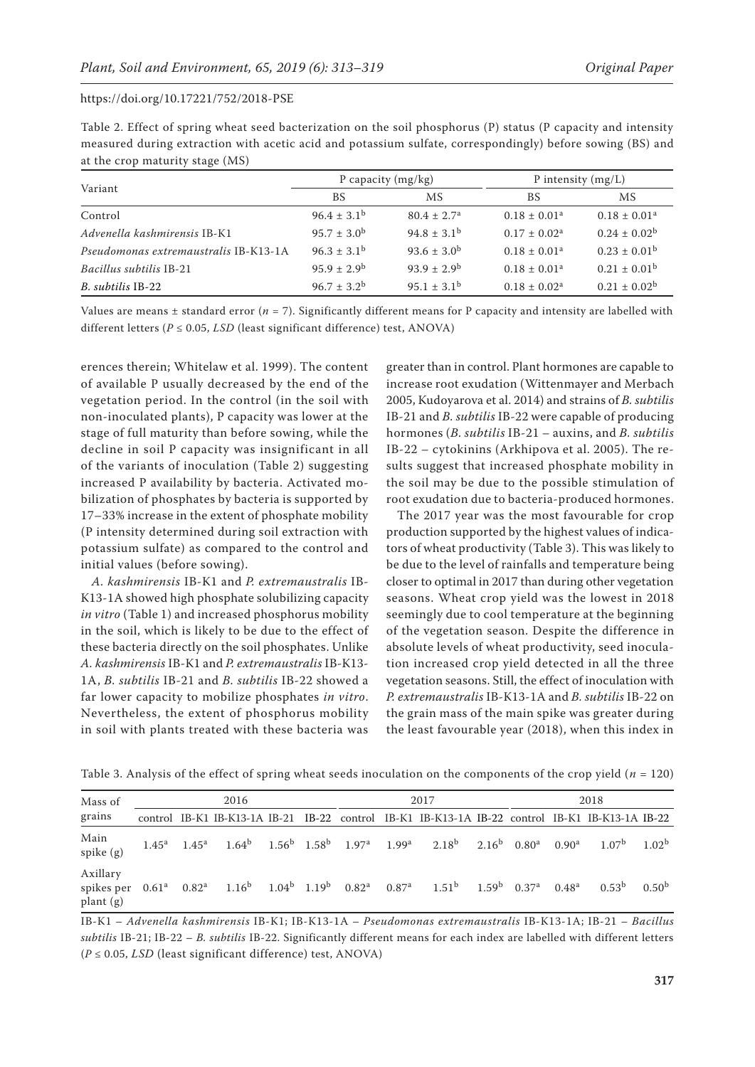Table 2. Effect of spring wheat seed bacterization on the soil phosphorus (P) status (P capacity and intensity measured during extraction with acetic acid and potassium sulfate, correspondingly) before sowing (BS) and at the crop maturity stage (MS)

| Variant | P capacity (mg/kg) | | P intensity (mg/L) | |
|---|---|---|---|---|
| | BS | MS | BS | MS |
| Control | 96.4 ± 3.1[b] | 80.4 ± 2.7[a] | 0.18 ± 0.01[a] | 0.18 ± 0.01[a] |
| *Advenella kashmirensis* IB-K1 | 95.7 ± 3.0[b] | 94.8 ± 3.1[b] | 0.17 ± 0.02[a] | 0.24 ± 0.02[b] |
| *Pseudomonas extremaustralis* IB-K13-1A | 96.3 ± 3.1[b] | 93.6 ± 3.0[b] | 0.18 ± 0.01[a] | 0.23 ± 0.01[b] |
| *Bacillus subtilis* IB-21 | 95.9 ± 2.9[b] | 93.9 ± 2.9[b] | 0.18 ± 0.01[a] | 0.21 ± 0.01[b] |
| *B. subtilis* IB-22 | 96.7 ± 3.2[b] | 95.1 ± 3.1[b] | 0.18 ± 0.02[a] | 0.21 ± 0.02[b] |

Values are means ± standard error ($n = 7$). Significantly different means for P capacity and intensity are labelled with different letters ($P \leq 0.05$, *LSD* (least significant difference) test, ANOVA)

erences therein; Whitelaw et al. 1999). The content of available P usually decreased by the end of the vegetation period. In the control (in the soil with non-inoculated plants), P capacity was lower at the stage of full maturity than before sowing, while the decline in soil P capacity was insignificant in all of the variants of inoculation (Table 2) suggesting increased P availability by bacteria. Activated mobilization of phosphates by bacteria is supported by 17–33% increase in the extent of phosphate mobility (P intensity determined during soil extraction with potassium sulfate) as compared to the control and initial values (before sowing).

*A. kashmirensis* IB-K1 and *P. extremaustralis* IB-K13-1A showed high phosphate solubilizing capacity *in vitro* (Table 1) and increased phosphorus mobility in the soil, which is likely to be due to the effect of these bacteria directly on the soil phosphates. Unlike *A. kashmirensis* IB-K1 and *P. extremaustralis* IB-K13-1A, *B. subtilis* IB-21 and *B. subtilis* IB-22 showed a far lower capacity to mobilize phosphates *in vitro*. Nevertheless, the extent of phosphorus mobility in soil with plants treated with these bacteria was greater than in control. Plant hormones are capable to increase root exudation (Wittenmayer and Merbach 2005, Kudoyarova et al. 2014) and strains of *B. subtilis* IB-21 and *B. subtilis* IB-22 were capable of producing hormones (*B. subtilis* IB-21 – auxins, and *B. subtilis* IB-22 – cytokinins (Arkhipova et al. 2005). The results suggest that increased phosphate mobility in the soil may be due to the possible stimulation of root exudation due to bacteria-produced hormones.

The 2017 year was the most favourable for crop production supported by the highest values of indicators of wheat productivity (Table 3). This was likely to be due to the level of rainfalls and temperature being closer to optimal in 2017 than during other vegetation seasons. Wheat crop yield was the lowest in 2018 seemingly due to cool temperature at the beginning of the vegetation season. Despite the difference in absolute levels of wheat productivity, seed inoculation increased crop yield detected in all the three vegetation seasons. Still, the effect of inoculation with *P. extremaustralis* IB-K13-1A and *B. subtilis* IB-22 on the grain mass of the main spike was greater during the least favourable year (2018), when this index in

Table 3. Analysis of the effect of spring wheat seeds inoculation on the components of the crop yield ($n = 120$)

| Mass of grains | 2016 | | | | | 2017 | | | | 2018 | | | |
|---|---|---|---|---|---|---|---|---|---|---|---|---|---|
| | control | IB-K1 | IB-K13-1A | IB-21 | IB-22 | control | IB-K1 | IB-K13-1A | IB-22 | control | IB-K1 | IB-K13-1A | IB-22 |
| Main spike (g) | 1.45[a] | 1.45[a] | 1.64[b] | 1.56[b] | 1.58[b] | 1.97[a] | 1.99[a] | 2.18[b] | 2.16[b] | 0.80[a] | 0.90[a] | 1.07[b] | 1.02[b] |
| Axillary spikes per plant (g) | 0.61[a] | 0.82[a] | 1.16[b] | 1.04[b] | 1.19[b] | 0.82[a] | 0.87[a] | 1.51[b] | 1.59[b] | 0.37[a] | 0.48[a] | 0.53[b] | 0.50[b] |

IB-K1 – *Advenella kashmirensis* IB-K1; IB-K13-1A – *Pseudomonas extremaustralis* IB-K13-1A; IB-21 – *Bacillus subtilis* IB-21; IB-22 – *B. subtilis* IB-22. Significantly different means for each index are labelled with different letters ($P \leq 0.05$, *LSD* (least significant difference) test, ANOVA)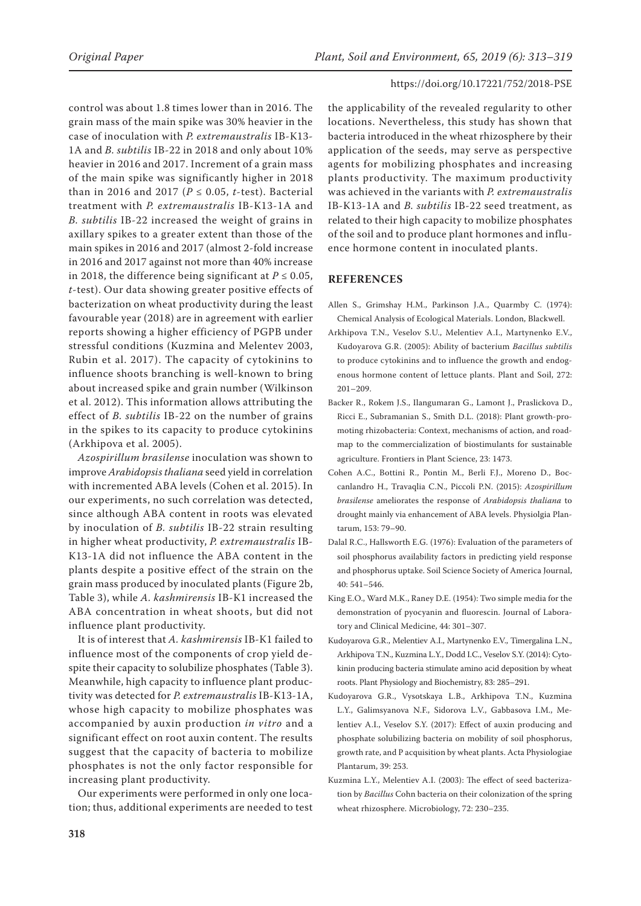control was about 1.8 times lower than in 2016. The grain mass of the main spike was 30% heavier in the case of inoculation with *P. extremaustralis* IB-K13-1A and *B. subtilis* IB-22 in 2018 and only about 10% heavier in 2016 and 2017. Increment of a grain mass of the main spike was significantly higher in 2018 than in 2016 and 2017 ($P \leq 0.05$, *t*-test). Bacterial treatment with *P. extremaustralis* IB-K13-1A and *B. subtilis* IB-22 increased the weight of grains in axillary spikes to a greater extent than those of the main spikes in 2016 and 2017 (almost 2-fold increase in 2016 and 2017 against not more than 40% increase in 2018, the difference being significant at $P \leq 0.05$, *t*-test). Our data showing greater positive effects of bacterization on wheat productivity during the least favourable year (2018) are in agreement with earlier reports showing a higher efficiency of PGPB under stressful conditions (Kuzmina and Melentev 2003, Rubin et al. 2017). The capacity of cytokinins to influence shoots branching is well-known to bring about increased spike and grain number (Wilkinson et al. 2012). This information allows attributing the effect of *B. subtilis* IB-22 on the number of grains in the spikes to its capacity to produce cytokinins (Arkhipova et al. 2005).

*Azospirillum brasilense* inoculation was shown to improve *Arabidopsis thaliana* seed yield in correlation with incremented ABA levels (Cohen et al. 2015). In our experiments, no such correlation was detected, since although ABA content in roots was elevated by inoculation of *B. subtilis* IB-22 strain resulting in higher wheat productivity, *P. extremaustralis* IB-K13-1A did not influence the ABA content in the plants despite a positive effect of the strain on the grain mass produced by inoculated plants (Figure 2b, Table 3), while *A. kashmirensis* IB-K1 increased the ABA concentration in wheat shoots, but did not influence plant productivity.

It is of interest that *A. kashmirensis* IB-K1 failed to influence most of the components of crop yield despite their capacity to solubilize phosphates (Table 3). Meanwhile, high capacity to influence plant productivity was detected for *P. extremaustralis* IB-K13-1A, whose high capacity to mobilize phosphates was accompanied by auxin production *in vitro* and a significant effect on root auxin content. The results suggest that the capacity of bacteria to mobilize phosphates is not the only factor responsible for increasing plant productivity.

Our experiments were performed in only one location; thus, additional experiments are needed to test the applicability of the revealed regularity to other locations. Nevertheless, this study has shown that bacteria introduced in the wheat rhizosphere by their application of the seeds, may serve as perspective agents for mobilizing phosphates and increasing plants productivity. The maximum productivity was achieved in the variants with *P. extremaustralis* IB-K13-1A and *B. subtilis* IB-22 seed treatment, as related to their high capacity to mobilize phosphates of the soil and to produce plant hormones and influence hormone content in inoculated plants.

## REFERENCES

Allen S., Grimshay H.M., Parkinson J.A., Quarmby C. (1974): Chemical Analysis of Ecological Materials. London, Blackwell.

Arkhipova T.N., Veselov S.U., Melentiev A.I., Martynenko E.V., Kudoyarova G.R. (2005): Ability of bacterium *Bacillus subtilis* to produce cytokinins and to influence the growth and endogenous hormone content of lettuce plants. Plant and Soil, 272: 201–209.

Backer R., Rokem J.S., Ilangumaran G., Lamont J., Praslickova D., Ricci E., Subramanian S., Smith D.L. (2018): Plant growth-promoting rhizobacteria: Context, mechanisms of action, and roadmap to the commercialization of biostimulants for sustainable agriculture. Frontiers in Plant Science, 23: 1473.

Cohen A.C., Bottini R., Pontin M., Berli F.J., Moreno D., Boccanlandro H., Travaqlia C.N., Piccoli P.N. (2015): *Azospirillum brasilense* ameliorates the response of *Arabidopsis thaliana* to drought mainly via enhancement of ABA levels. Physiolgia Plantarum, 153: 79–90.

Dalal R.C., Hallsworth E.G. (1976): Evaluation of the parameters of soil phosphorus availability factors in predicting yield response and phosphorus uptake. Soil Science Society of America Journal, 40: 541–546.

King E.O., Ward M.K., Raney D.E. (1954): Two simple media for the demonstration of pyocyanin and fluorescin. Journal of Laboratory and Clinical Medicine, 44: 301–307.

Kudoyarova G.R., Melentiev A.I., Martynenko E.V., Timergalina L.N., Arkhipova T.N., Kuzmina L.Y., Dodd I.C., Veselov S.Y. (2014): Cytokinin producing bacteria stimulate amino acid deposition by wheat roots. Plant Physiology and Biochemistry, 83: 285–291.

Kudoyarova G.R., Vysotskaya L.B., Arkhipova T.N., Kuzmina L.Y., Galimsyanova N.F., Sidorova L.V., Gabbasova I.M., Melentiev A.I., Veselov S.Y. (2017): Effect of auxin producing and phosphate solubilizing bacteria on mobility of soil phosphorus, growth rate, and P acquisition by wheat plants. Acta Physiologiae Plantarum, 39: 253.

Kuzmina L.Y., Melentiev A.I. (2003): The effect of seed bacterization by *Bacillus* Cohn bacteria on their colonization of the spring wheat rhizosphere. Microbiology, 72: 230–235.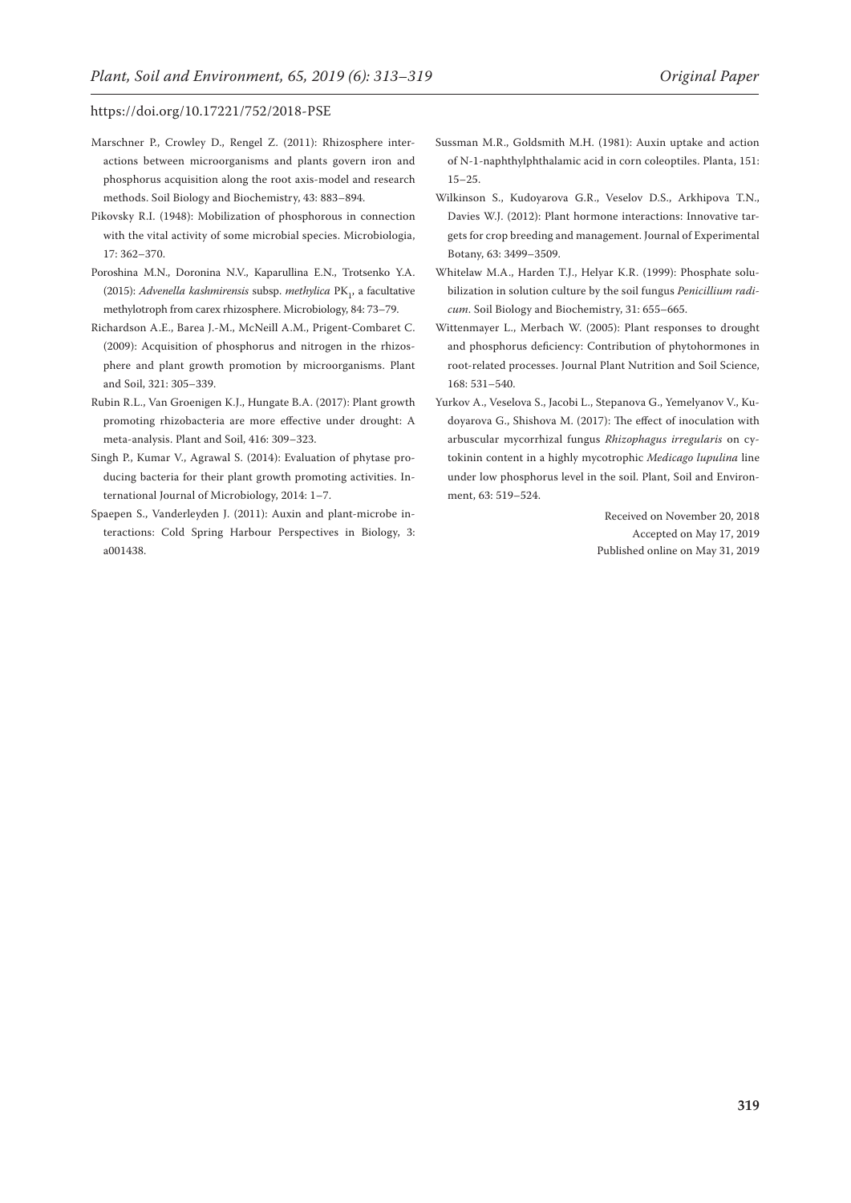Marschner P., Crowley D., Rengel Z. (2011): Rhizosphere interactions between microorganisms and plants govern iron and phosphorus acquisition along the root axis-model and research methods. Soil Biology and Biochemistry, 43: 883–894.

Pikovsky R.I. (1948): Mobilization of phosphorous in connection with the vital activity of some microbial species. Microbiologia, 17: 362–370.

Poroshina M.N., Doronina N.V., Kaparullina E.N., Trotsenko Y.A. (2015): *Advenella kashmirensis* subsp. *methylica* $PK_1$, a facultative methylotroph from carex rhizosphere. Microbiology, 84: 73–79.

Richardson A.E., Barea J.-M., McNeill A.M., Prigent-Combaret C. (2009): Acquisition of phosphorus and nitrogen in the rhizosphere and plant growth promotion by microorganisms. Plant and Soil, 321: 305–339.

Rubin R.L., Van Groenigen K.J., Hungate B.A. (2017): Plant growth promoting rhizobacteria are more effective under drought: A meta-analysis. Plant and Soil, 416: 309–323.

Singh P., Kumar V., Agrawal S. (2014): Evaluation of phytase producing bacteria for their plant growth promoting activities. International Journal of Microbiology, 2014: 1–7.

Spaepen S., Vanderleyden J. (2011): Auxin and plant-microbe interactions: Cold Spring Harbour Perspectives in Biology, 3: a001438.

Sussman M.R., Goldsmith M.H. (1981): Auxin uptake and action of N-1-naphthylphthalamic acid in corn coleoptiles. Planta, 151: 15–25.

Wilkinson S., Kudoyarova G.R., Veselov D.S., Arkhipova T.N., Davies W.J. (2012): Plant hormone interactions: Innovative targets for crop breeding and management. Journal of Experimental Botany, 63: 3499–3509.

Whitelaw M.A., Harden T.J., Helyar K.R. (1999): Phosphate solubilization in solution culture by the soil fungus *Penicillium radicum*. Soil Biology and Biochemistry, 31: 655–665.

Wittenmayer L., Merbach W. (2005): Plant responses to drought and phosphorus deficiency: Contribution of phytohormones in root-related processes. Journal Plant Nutrition and Soil Science, 168: 531–540.

Yurkov A., Veselova S., Jacobi L., Stepanova G., Yemelyanov V., Kudoyarova G., Shishova M. (2017): The effect of inoculation with arbuscular mycorrhizal fungus *Rhizophagus irregularis* on cytokinin content in a highly mycotrophic *Medicago lupulina* line under low phosphorus level in the soil. Plant, Soil and Environment, 63: 519–524.

Received on November 20, 2018
Accepted on May 17, 2019
Published online on May 31, 2019